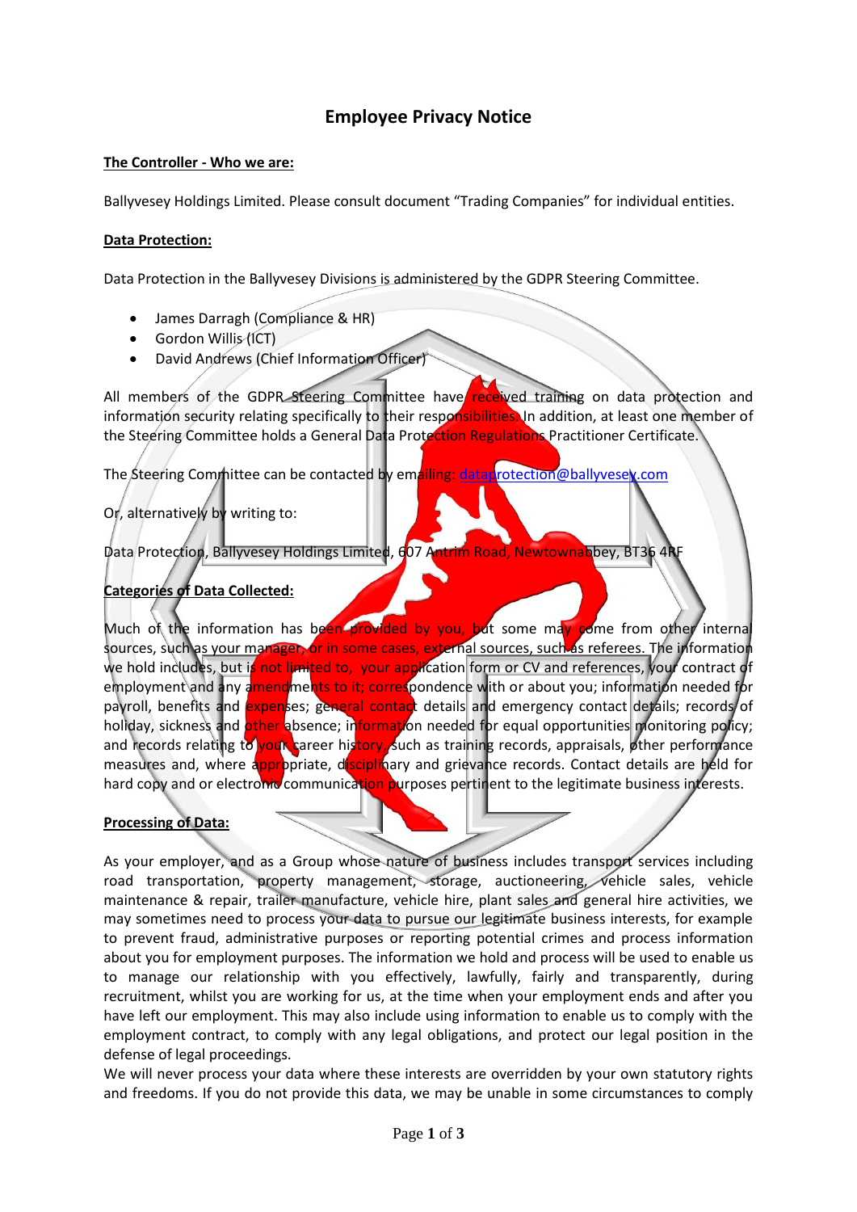# Employee Privacy Notice

**The Controller - Who we are:**

Ballyvesey Holdings Limited. Please consult document "Trading Companies" for individual entities.

**Data Protection:**

Data Protection in the Ballyvesey Divisions is administered by the GDPR Steering Committee.

- James Darragh (Compliance & HR)
- Gordon Willis (ICT)
- David Andrews (Chief Information Officer)

All members of the GDPR Steering Committee have received training on data protection and information security relating specifically to their responsibilities. In addition, at least one member of the Steering Committee holds a General Data Protection Regulations Practitioner Certificate.

The Steering Committee can be contacted by emailing: dataprotection@ballyvesey.com

Or, alternatively by writing to:

Data Protection, Ballyvesey Holdings Limited, 607 Antrim Road, Newtownabbey, BT36 4RF

**Categories of Data Collected:**

Much of the information has been provided by you, but some may come from other internal sources, such as your manager, or in some cases, external sources, such as referees. The information we hold includes, but is not limited to, your application form or CV and references, your contract of employment and any amendments to it; correspondence with or about you; information needed for payroll, benefits and expenses; general contact details and emergency contact details; records of holiday, sickness and other absence; information needed for equal opportunities monitoring policy; and records relating to your career history, such as training records, appraisals, other performance measures and, where appropriate, disciplinary and grievance records. Contact details are held for hard copy and or electronic communication purposes pertinent to the legitimate business interests.

**Processing of Data:**

As your employer, and as a Group whose nature of business includes transport services including road transportation, property management, storage, auctioneering, vehicle sales, vehicle maintenance & repair, trailer manufacture, vehicle hire, plant sales and general hire activities, we may sometimes need to process your data to pursue our legitimate business interests, for example to prevent fraud, administrative purposes or reporting potential crimes and process information about you for employment purposes. The information we hold and process will be used to enable us to manage our relationship with you effectively, lawfully, fairly and transparently, during recruitment, whilst you are working for us, at the time when your employment ends and after you have left our employment. This may also include using information to enable us to comply with the employment contract, to comply with any legal obligations, and protect our legal position in the defense of legal proceedings.

We will never process your data where these interests are overridden by your own statutory rights and freedoms. If you do not provide this data, we may be unable in some circumstances to comply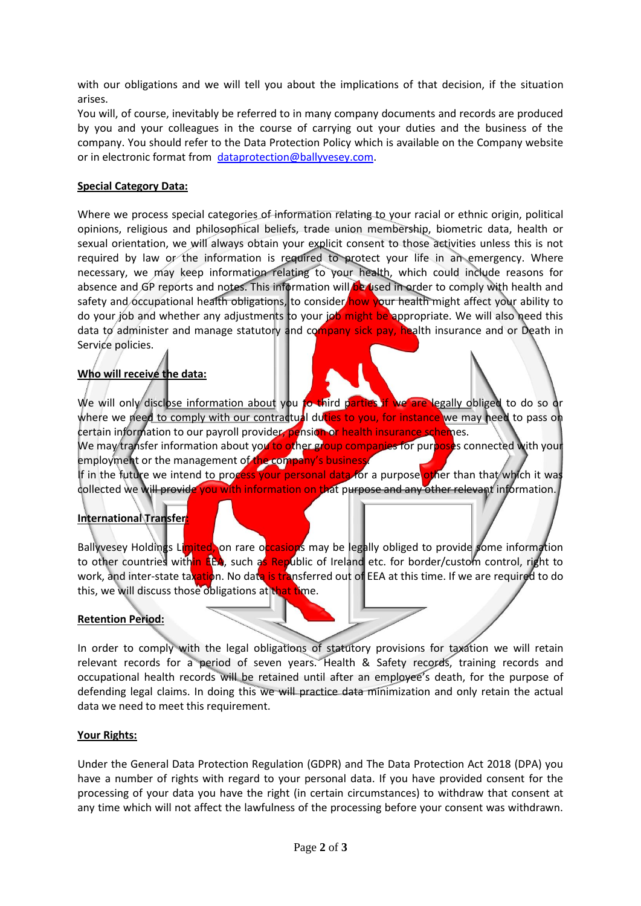with our obligations and we will tell you about the implications of that decision, if the situation arises.

You will, of course, inevitably be referred to in many company documents and records are produced by you and your colleagues in the course of carrying out your duties and the business of the company. You should refer to the Data Protection Policy which is available on the Company website or in electronic format from [dataprotection@ballyvesey.com](mailto:dataprotection@ballyvesey.com).

**Special Category Data:**

Where we process special categories of information relating to your racial or ethnic origin, political opinions, religious and philosophical beliefs, trade union membership, biometric data, health or sexual orientation, we will always obtain your explicit consent to those activities unless this is not required by law or the information is required to protect your life in an emergency. Where necessary, we may keep information relating to your health, which could include reasons for absence and GP reports and notes. This information will be used in order to comply with health and safety and occupational health obligations, to consider how your health might affect your ability to do your job and whether any adjustments to your job might be appropriate. We will also need this data to administer and manage statutory and company sick pay, health insurance and or Death in Service policies.

**Who will receive the data:**

We will only disclose information about you to third parties if we are legally obliged to do so or where we need to comply with our contractual duties to you, for instance we may need to pass on certain information to our payroll provider, pension or health insurance schemes.

We may transfer information about you to other group companies for purposes connected with your employment or the management of the company's business.

If in the future we intend to process your personal data for a purpose other than that which it was collected we will provide you with information on that purpose and any other relevant information.

**International Transfer:**

Ballyvesey Holdings Limited, on rare occasions may be legally obliged to provide some information to other countries within EEA, such as Republic of Ireland etc. for border/custom control, right to work, and inter-state taxation. No data is transferred out of EEA at this time. If we are required to do this, we will discuss those obligations at that time.

**Retention Period:**

In order to comply with the legal obligations of statutory provisions for taxation we will retain relevant records for a period of seven years. Health & Safety records, training records and occupational health records will be retained until after an employee's death, for the purpose of defending legal claims. In doing this we will practice data minimization and only retain the actual data we need to meet this requirement.

**Your Rights:**

Under the General Data Protection Regulation (GDPR) and The Data Protection Act 2018 (DPA) you have a number of rights with regard to your personal data. If you have provided consent for the processing of your data you have the right (in certain circumstances) to withdraw that consent at any time which will not affect the lawfulness of the processing before your consent was withdrawn.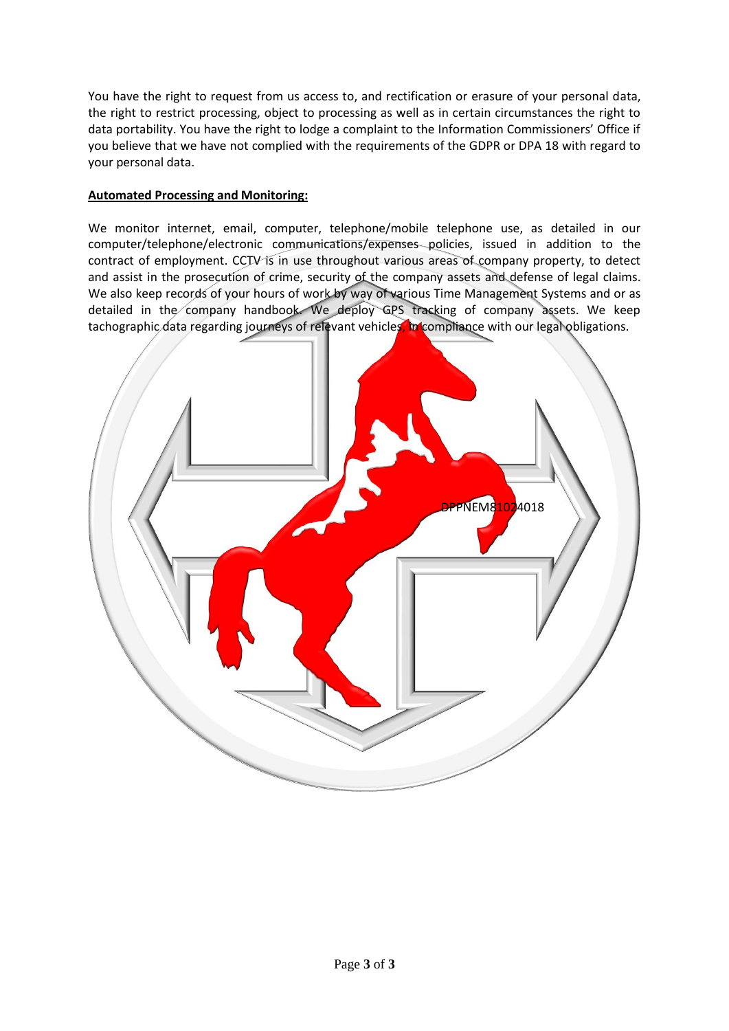You have the right to request from us access to, and rectification or erasure of your personal data, the right to restrict processing, object to processing as well as in certain circumstances the right to data portability. You have the right to lodge a complaint to the Information Commissioners' Office if you believe that we have not complied with the requirements of the GDPR or DPA 18 with regard to your personal data.

**Automated Processing and Monitoring:**

We monitor internet, email, computer, telephone/mobile telephone use, as detailed in our computer/telephone/electronic communications/expenses policies, issued in addition to the contract of employment. CCTV is in use throughout various areas of company property, to detect and assist in the prosecution of crime, security of the company assets and defense of legal claims. We also keep records of your hours of work by way of various Time Management Systems and or as detailed in the company handbook. We deploy GPS tracking of company assets. We keep tachographic data regarding journeys of relevant vehicles, in compliance with our legal obligations.

DPPNEM81024018